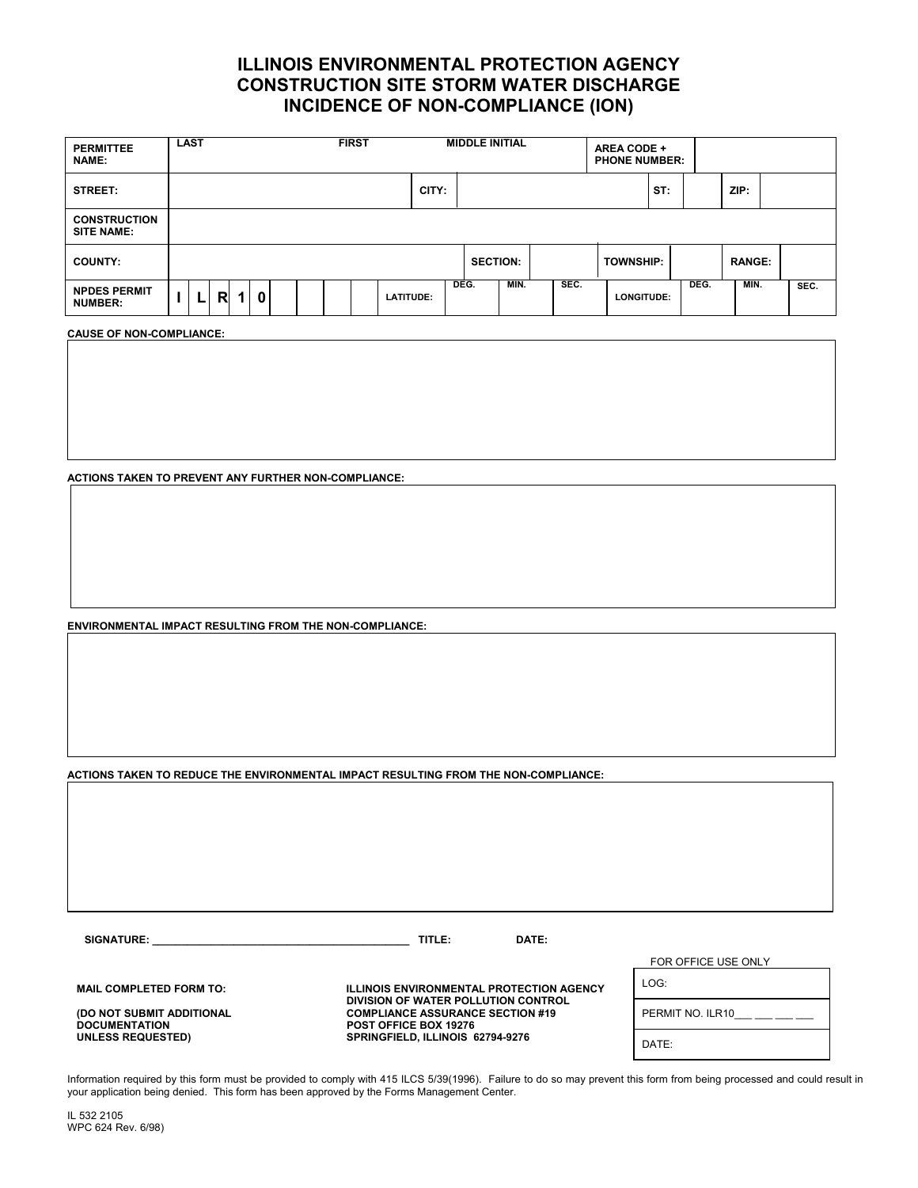# ILLINOIS ENVIRONMENTAL PROTECTION AGENCY
# CONSTRUCTION SITE STORM WATER DISCHARGE
# INCIDENCE OF NON-COMPLIANCE (ION)

| **PERMITTEE NAME:** | **LAST** | **FIRST** | **MIDDLE INITIAL** | **AREA CODE + PHONE NUMBER:** | |
|---|---|---|---|---|---|
| **STREET:** | | **CITY:** | | **ST:** | **ZIP:** |
| **CONSTRUCTION SITE NAME:** | | | | | |
| **COUNTY:** | | **SECTION:** | | **TOWNSHIP:** | **RANGE:** |
| **NPDES PERMIT NUMBER:** | I L R 1 0 _ _ _ _ | **LATITUDE:** DEG. MIN. SEC. | | **LONGITUDE:** DEG. MIN. SEC. | |

**CAUSE OF NON-COMPLIANCE:**

**ACTIONS TAKEN TO PREVENT ANY FURTHER NON-COMPLIANCE:**

**ENVIRONMENTAL IMPACT RESULTING FROM THE NON-COMPLIANCE:**

**ACTIONS TAKEN TO REDUCE THE ENVIRONMENTAL IMPACT RESULTING FROM THE NON-COMPLIANCE:**

**SIGNATURE:** ____________________________________________ **TITLE:** **DATE:**

**MAIL COMPLETED FORM TO:**

**(DO NOT SUBMIT ADDITIONAL DOCUMENTATION UNLESS REQUESTED)**

**ILLINOIS ENVIRONMENTAL PROTECTION AGENCY**
**DIVISION OF WATER POLLUTION CONTROL**
**COMPLIANCE ASSURANCE SECTION #19**
**POST OFFICE BOX 19276**
**SPRINGFIELD, ILLINOIS 62794-9276**

FOR OFFICE USE ONLY

| LOG: |
|---|
| PERMIT NO. ILR10___ ___ ___ ___ |
| DATE: |

Information required by this form must be provided to comply with 415 ILCS 5/39(1996). Failure to do so may prevent this form from being processed and could result in your application being denied. This form has been approved by the Forms Management Center.

IL 532 2105
WPC 624 Rev. 6/98)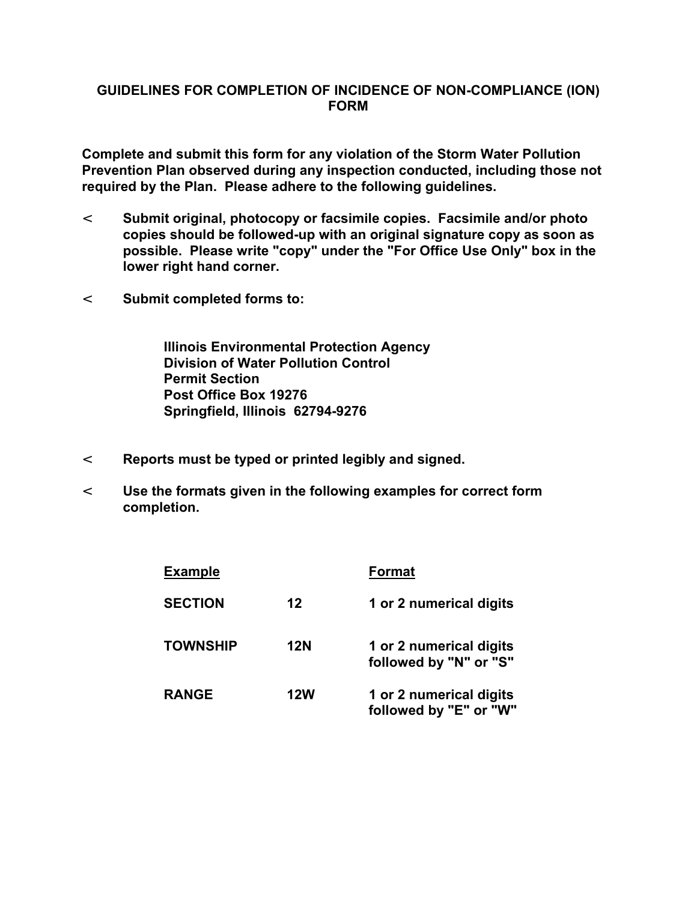## GUIDELINES FOR COMPLETION OF INCIDENCE OF NON-COMPLIANCE (ION) FORM

**Complete and submit this form for any violation of the Storm Water Pollution Prevention Plan observed during any inspection conducted, including those not required by the Plan. Please adhere to the following guidelines.**

- **Submit original, photocopy or facsimile copies. Facsimile and/or photo copies should be followed-up with an original signature copy as soon as possible. Please write "copy" under the "For Office Use Only" box in the lower right hand corner.**
- **Submit completed forms to:**

  **Illinois Environmental Protection Agency**
  **Division of Water Pollution Control**
  **Permit Section**
  **Post Office Box 19276**
  **Springfield, Illinois 62794-9276**

- **Reports must be typed or printed legibly and signed.**
- **Use the formats given in the following examples for correct form completion.**

| **Example** | | **Format** |
|---|---|---|
| **SECTION** | **12** | **1 or 2 numerical digits** |
| **TOWNSHIP** | **12N** | **1 or 2 numerical digits followed by "N" or "S"** |
| **RANGE** | **12W** | **1 or 2 numerical digits followed by "E" or "W"** |